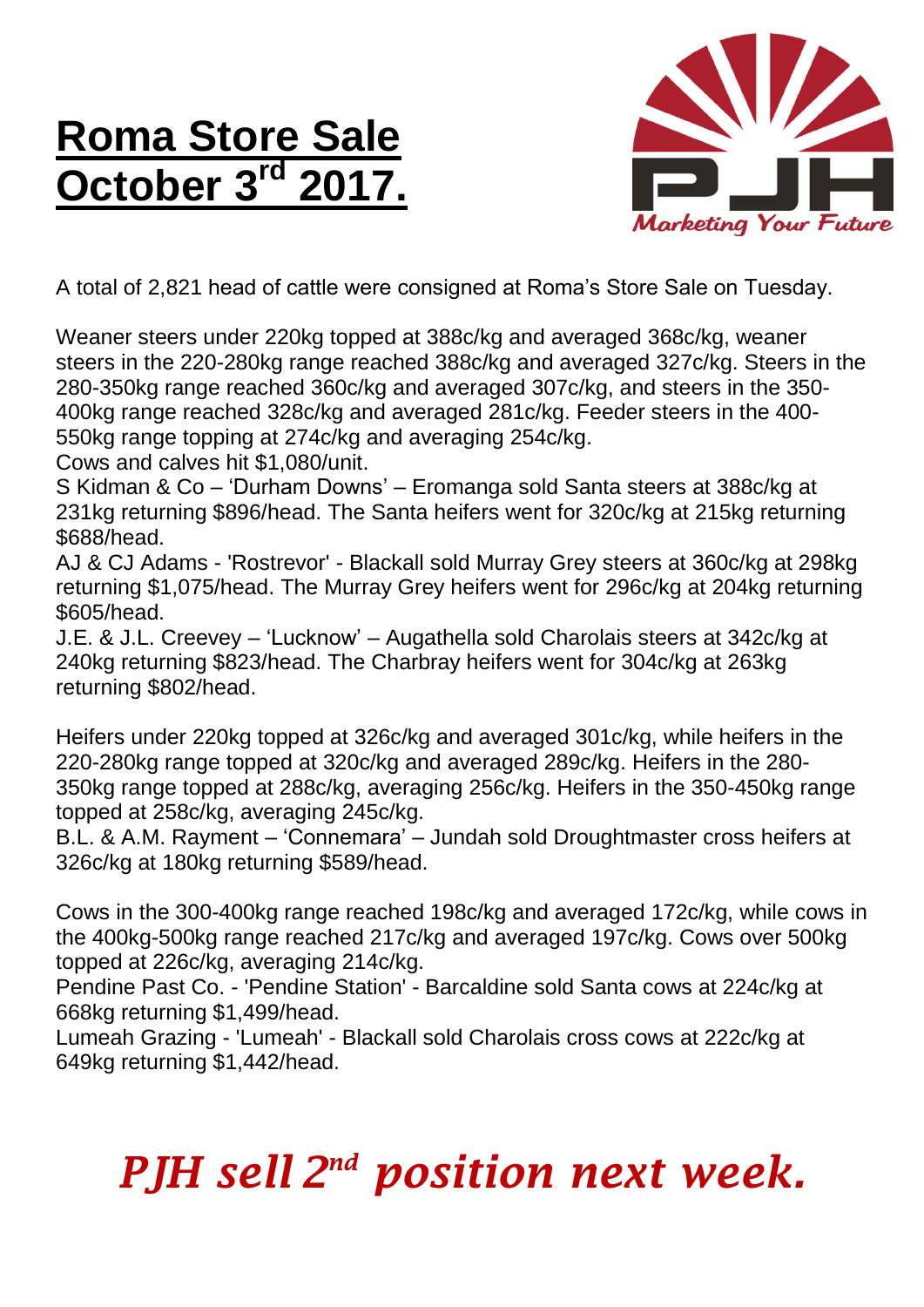# Roma Store Sale October 3rd 2017.

PJH

*Marketing Your Future*

A total of 2,821 head of cattle were consigned at Roma's Store Sale on Tuesday.

Weaner steers under 220kg topped at 388c/kg and averaged 368c/kg, weaner steers in the 220-280kg range reached 388c/kg and averaged 327c/kg. Steers in the 280-350kg range reached 360c/kg and averaged 307c/kg, and steers in the 350-400kg range reached 328c/kg and averaged 281c/kg. Feeder steers in the 400-550kg range topping at 274c/kg and averaging 254c/kg.
Cows and calves hit $1,080/unit.
S Kidman & Co – 'Durham Downs' – Eromanga sold Santa steers at 388c/kg at 231kg returning $896/head. The Santa heifers went for 320c/kg at 215kg returning $688/head.
AJ & CJ Adams - 'Rostrevor' - Blackall sold Murray Grey steers at 360c/kg at 298kg returning $1,075/head. The Murray Grey heifers went for 296c/kg at 204kg returning $605/head.
J.E. & J.L. Creevey – 'Lucknow' – Augathella sold Charolais steers at 342c/kg at 240kg returning $823/head. The Charbray heifers went for 304c/kg at 263kg returning $802/head.

Heifers under 220kg topped at 326c/kg and averaged 301c/kg, while heifers in the 220-280kg range topped at 320c/kg and averaged 289c/kg. Heifers in the 280-350kg range topped at 288c/kg, averaging 256c/kg. Heifers in the 350-450kg range topped at 258c/kg, averaging 245c/kg.
B.L. & A.M. Rayment – 'Connemara' – Jundah sold Droughtmaster cross heifers at 326c/kg at 180kg returning $589/head.

Cows in the 300-400kg range reached 198c/kg and averaged 172c/kg, while cows in the 400kg-500kg range reached 217c/kg and averaged 197c/kg. Cows over 500kg topped at 226c/kg, averaging 214c/kg.
Pendine Past Co. - 'Pendine Station' - Barcaldine sold Santa cows at 224c/kg at 668kg returning $1,499/head.
Lumeah Grazing - 'Lumeah' - Blackall sold Charolais cross cows at 222c/kg at 649kg returning $1,442/head.

***PJH sell 2nd position next week.***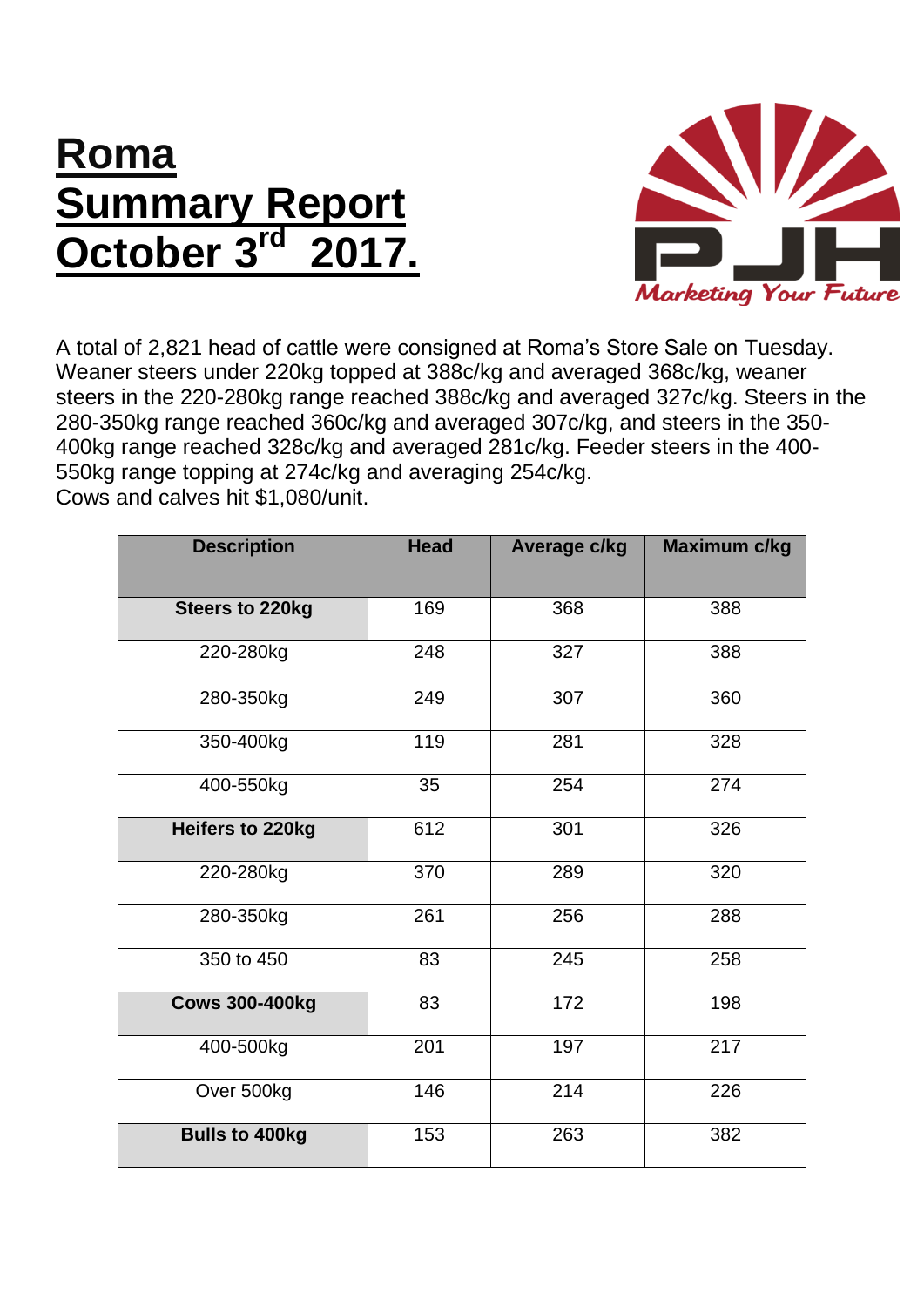# Roma Summary Report October 3rd 2017.

Marketing Your Future

A total of 2,821 head of cattle were consigned at Roma's Store Sale on Tuesday. Weaner steers under 220kg topped at 388c/kg and averaged 368c/kg, weaner steers in the 220-280kg range reached 388c/kg and averaged 327c/kg. Steers in the 280-350kg range reached 360c/kg and averaged 307c/kg, and steers in the 350-400kg range reached 328c/kg and averaged 281c/kg. Feeder steers in the 400-550kg range topping at 274c/kg and averaging 254c/kg.
Cows and calves hit $1,080/unit.

| Description | Head | Average c/kg | Maximum c/kg |
|---|---|---|---|
| **Steers to 220kg** | 169 | 368 | 388 |
| 220-280kg | 248 | 327 | 388 |
| 280-350kg | 249 | 307 | 360 |
| 350-400kg | 119 | 281 | 328 |
| 400-550kg | 35 | 254 | 274 |
| **Heifers to 220kg** | 612 | 301 | 326 |
| 220-280kg | 370 | 289 | 320 |
| 280-350kg | 261 | 256 | 288 |
| 350 to 450 | 83 | 245 | 258 |
| **Cows 300-400kg** | 83 | 172 | 198 |
| 400-500kg | 201 | 197 | 217 |
| Over 500kg | 146 | 214 | 226 |
| **Bulls to 400kg** | 153 | 263 | 382 |